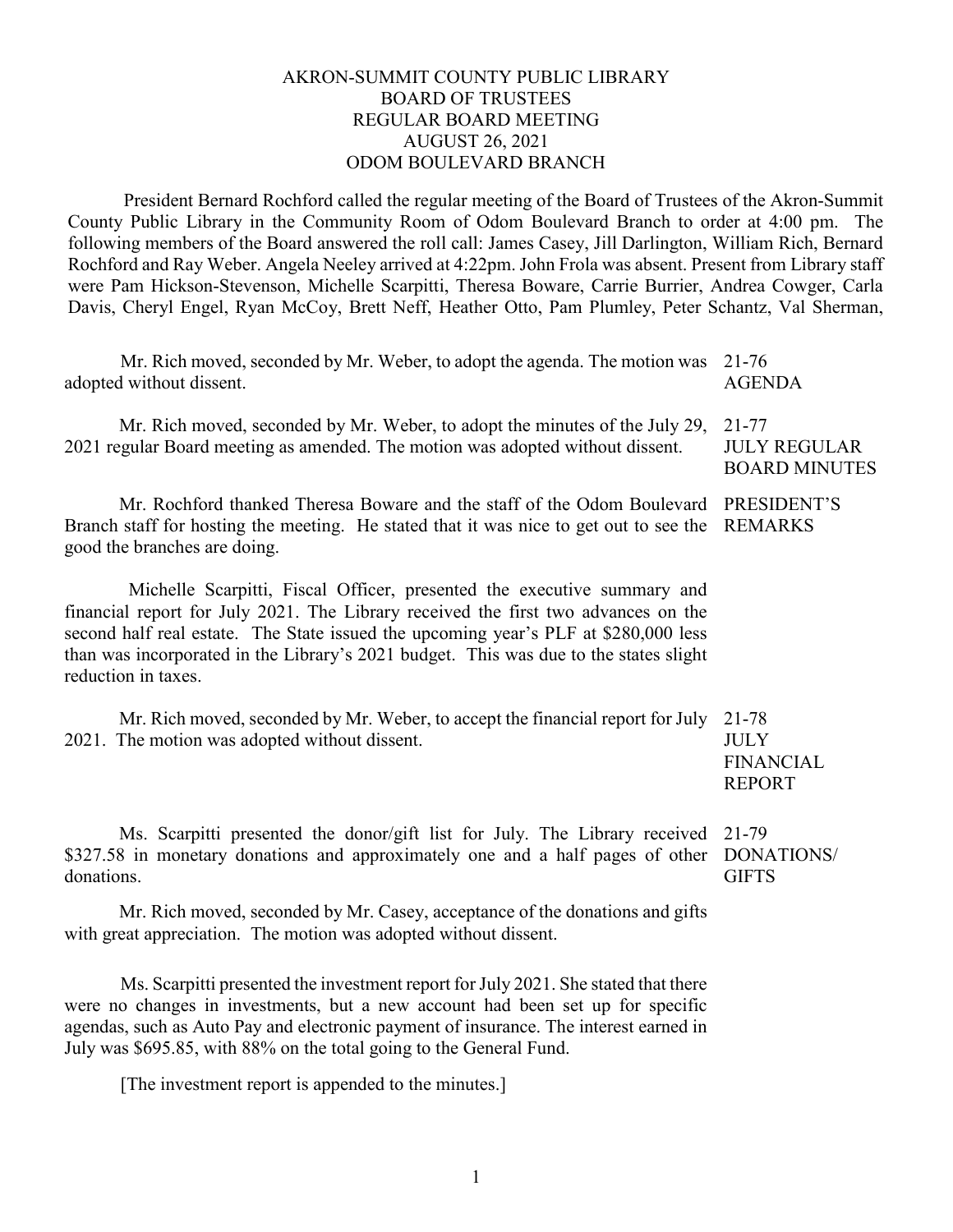AKRON-SUMMIT COUNTY PUBLIC LIBRARY
BOARD OF TRUSTEES
REGULAR BOARD MEETING
AUGUST 26, 2021
ODOM BOULEVARD BRANCH

President Bernard Rochford called the regular meeting of the Board of Trustees of the Akron-Summit County Public Library in the Community Room of Odom Boulevard Branch to order at 4:00 pm. The following members of the Board answered the roll call: James Casey, Jill Darlington, William Rich, Bernard Rochford and Ray Weber. Angela Neeley arrived at 4:22pm. John Frola was absent. Present from Library staff were Pam Hickson-Stevenson, Michelle Scarpitti, Theresa Boware, Carrie Burrier, Andrea Cowger, Carla Davis, Cheryl Engel, Ryan McCoy, Brett Neff, Heather Otto, Pam Plumley, Peter Schantz, Val Sherman,

**21-76 AGENDA**

Mr. Rich moved, seconded by Mr. Weber, to adopt the agenda. The motion was adopted without dissent.

**21-77 JULY REGULAR BOARD MINUTES**

Mr. Rich moved, seconded by Mr. Weber, to adopt the minutes of the July 29, 2021 regular Board meeting as amended. The motion was adopted without dissent.

**PRESIDENT'S REMARKS**

Mr. Rochford thanked Theresa Boware and the staff of the Odom Boulevard Branch staff for hosting the meeting. He stated that it was nice to get out to see the good the branches are doing.

Michelle Scarpitti, Fiscal Officer, presented the executive summary and financial report for July 2021. The Library received the first two advances on the second half real estate. The State issued the upcoming year's PLF at $280,000 less than was incorporated in the Library's 2021 budget. This was due to the states slight reduction in taxes.

**21-78 JULY FINANCIAL REPORT**

Mr. Rich moved, seconded by Mr. Weber, to accept the financial report for July 2021. The motion was adopted without dissent.

**21-79 DONATIONS/ GIFTS**

Ms. Scarpitti presented the donor/gift list for July. The Library received $327.58 in monetary donations and approximately one and a half pages of other donations.

Mr. Rich moved, seconded by Mr. Casey, acceptance of the donations and gifts with great appreciation. The motion was adopted without dissent.

Ms. Scarpitti presented the investment report for July 2021. She stated that there were no changes in investments, but a new account had been set up for specific agendas, such as Auto Pay and electronic payment of insurance. The interest earned in July was $695.85, with 88% on the total going to the General Fund.

[The investment report is appended to the minutes.]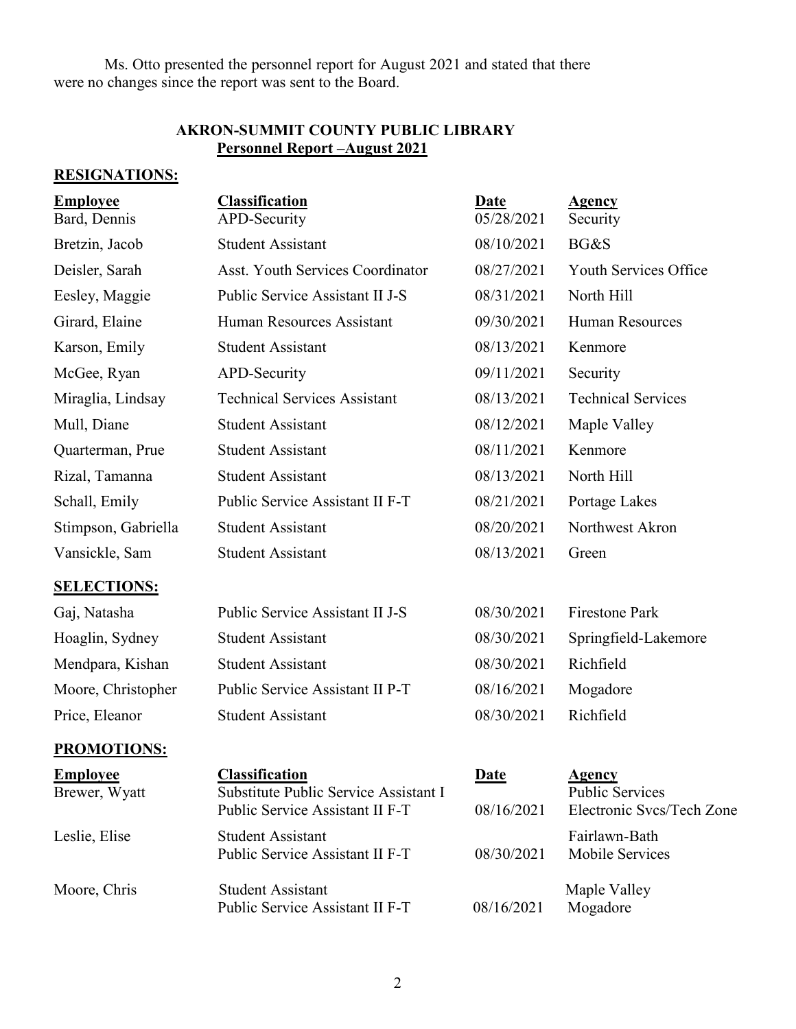Ms. Otto presented the personnel report for August 2021 and stated that there were no changes since the report was sent to the Board.

**AKRON-SUMMIT COUNTY PUBLIC LIBRARY**
**Personnel Report –August 2021**

## RESIGNATIONS:

| Employee | Classification | Date | Agency |
|---|---|---|---|
| Bard, Dennis | APD-Security | 05/28/2021 | Security |
| Bretzin, Jacob | Student Assistant | 08/10/2021 | BG&S |
| Deisler, Sarah | Asst. Youth Services Coordinator | 08/27/2021 | Youth Services Office |
| Eesley, Maggie | Public Service Assistant II J-S | 08/31/2021 | North Hill |
| Girard, Elaine | Human Resources Assistant | 09/30/2021 | Human Resources |
| Karson, Emily | Student Assistant | 08/13/2021 | Kenmore |
| McGee, Ryan | APD-Security | 09/11/2021 | Security |
| Miraglia, Lindsay | Technical Services Assistant | 08/13/2021 | Technical Services |
| Mull, Diane | Student Assistant | 08/12/2021 | Maple Valley |
| Quarterman, Prue | Student Assistant | 08/11/2021 | Kenmore |
| Rizal, Tamanna | Student Assistant | 08/13/2021 | North Hill |
| Schall, Emily | Public Service Assistant II F-T | 08/21/2021 | Portage Lakes |
| Stimpson, Gabriella | Student Assistant | 08/20/2021 | Northwest Akron |
| Vansickle, Sam | Student Assistant | 08/13/2021 | Green |

## SELECTIONS:

| Employee | Classification | Date | Agency |
|---|---|---|---|
| Gaj, Natasha | Public Service Assistant II J-S | 08/30/2021 | Firestone Park |
| Hoaglin, Sydney | Student Assistant | 08/30/2021 | Springfield-Lakemore |
| Mendpara, Kishan | Student Assistant | 08/30/2021 | Richfield |
| Moore, Christopher | Public Service Assistant II P-T | 08/16/2021 | Mogadore |
| Price, Eleanor | Student Assistant | 08/30/2021 | Richfield |

## PROMOTIONS:

| Employee | Classification | Date | Agency |
|---|---|---|---|
| Brewer, Wyatt | Substitute Public Service Assistant I | | Public Services |
| | Public Service Assistant II F-T | 08/16/2021 | Electronic Svcs/Tech Zone |
| Leslie, Elise | Student Assistant | | Fairlawn-Bath |
| | Public Service Assistant II F-T | 08/30/2021 | Mobile Services |
| Moore, Chris | Student Assistant | | Maple Valley |
| | Public Service Assistant II F-T | 08/16/2021 | Mogadore |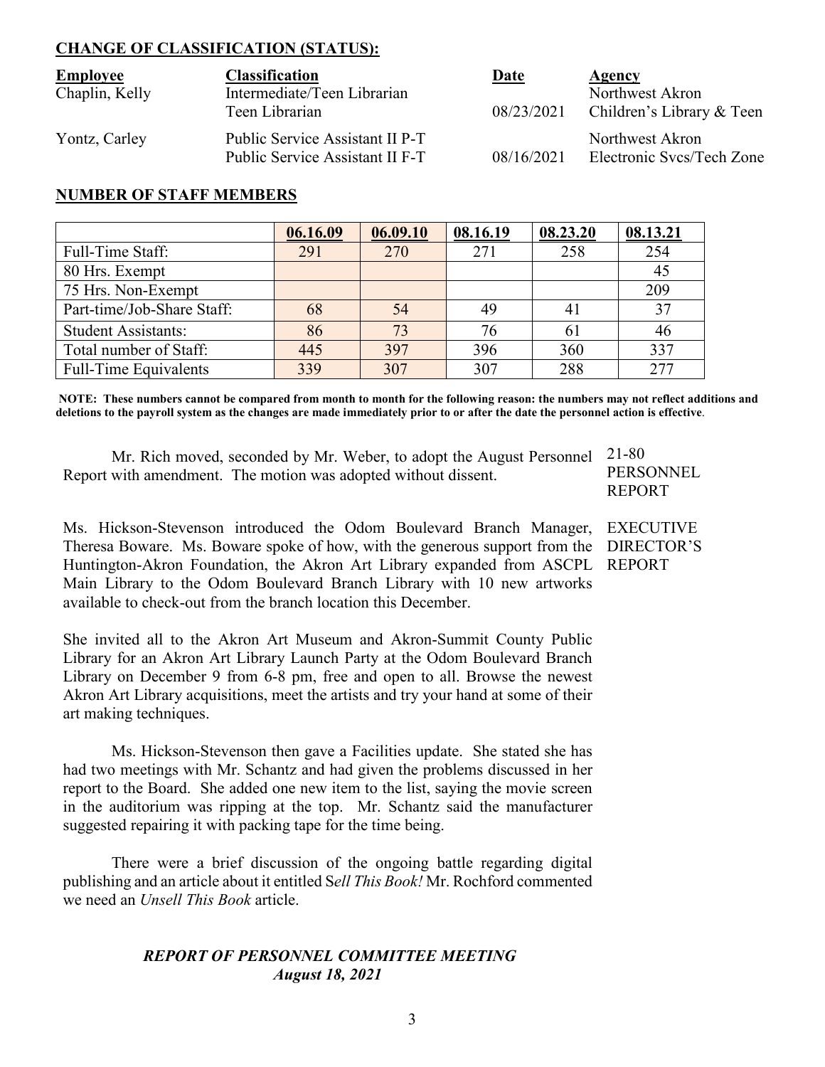**CHANGE OF CLASSIFICATION (STATUS):**

| Employee | Classification | Date | Agency |
|---|---|---|---|
| Chaplin, Kelly | Intermediate/Teen Librarian | | Northwest Akron |
| | Teen Librarian | 08/23/2021 | Children's Library & Teen |
| Yontz, Carley | Public Service Assistant II P-T | | Northwest Akron |
| | Public Service Assistant II F-T | 08/16/2021 | Electronic Svcs/Tech Zone |

**NUMBER OF STAFF MEMBERS**

| | 06.16.09 | 06.09.10 | 08.16.19 | 08.23.20 | 08.13.21 |
|---|---|---|---|---|---|
| Full-Time Staff: | 291 | 270 | 271 | 258 | 254 |
| 80 Hrs. Exempt | | | | | 45 |
| 75 Hrs. Non-Exempt | | | | | 209 |
| Part-time/Job-Share Staff: | 68 | 54 | 49 | 41 | 37 |
| Student Assistants: | 86 | 73 | 76 | 61 | 46 |
| Total number of Staff: | 445 | 397 | 396 | 360 | 337 |
| Full-Time Equivalents | 339 | 307 | 307 | 288 | 277 |

**NOTE: These numbers cannot be compared from month to month for the following reason: the numbers may not reflect additions and deletions to the payroll system as the changes are made immediately prior to or after the date the personnel action is effective**.

21-80 PERSONNEL REPORT

Mr. Rich moved, seconded by Mr. Weber, to adopt the August Personnel Report with amendment. The motion was adopted without dissent.

EXECUTIVE DIRECTOR'S REPORT

Ms. Hickson-Stevenson introduced the Odom Boulevard Branch Manager, Theresa Boware. Ms. Boware spoke of how, with the generous support from the Huntington-Akron Foundation, the Akron Art Library expanded from ASCPL Main Library to the Odom Boulevard Branch Library with 10 new artworks available to check-out from the branch location this December.

She invited all to the Akron Art Museum and Akron-Summit County Public Library for an Akron Art Library Launch Party at the Odom Boulevard Branch Library on December 9 from 6-8 pm, free and open to all. Browse the newest Akron Art Library acquisitions, meet the artists and try your hand at some of their art making techniques.

Ms. Hickson-Stevenson then gave a Facilities update. She stated she has had two meetings with Mr. Schantz and had given the problems discussed in her report to the Board. She added one new item to the list, saying the movie screen in the auditorium was ripping at the top. Mr. Schantz said the manufacturer suggested repairing it with packing tape for the time being.

There were a brief discussion of the ongoing battle regarding digital publishing and an article about it entitled S*ell This Book!* Mr. Rochford commented we need an *Unsell This Book* article.

***REPORT OF PERSONNEL COMMITTEE MEETING***
***August 18, 2021***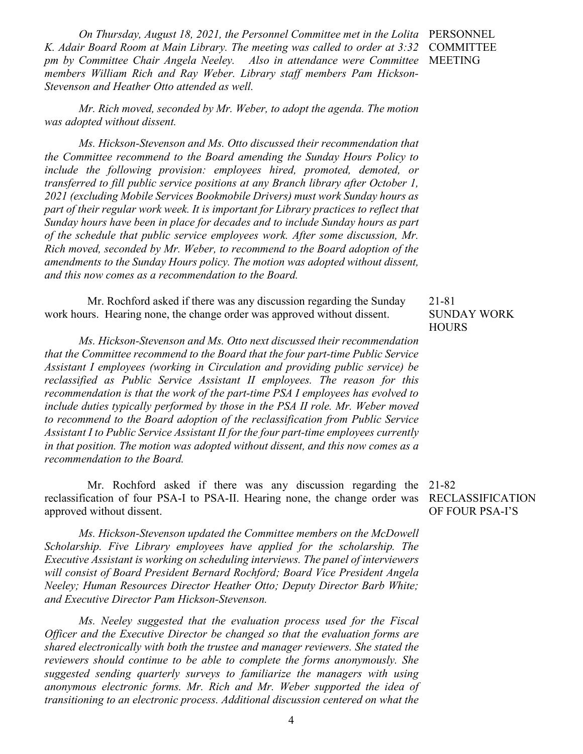**PERSONNEL COMMITTEE MEETING**

*On Thursday, August 18, 2021, the Personnel Committee met in the Lolita K. Adair Board Room at Main Library. The meeting was called to order at 3:32 pm by Committee Chair Angela Neeley. Also in attendance were Committee members William Rich and Ray Weber. Library staff members Pam Hickson-Stevenson and Heather Otto attended as well.*

*Mr. Rich moved, seconded by Mr. Weber, to adopt the agenda. The motion was adopted without dissent.*

*Ms. Hickson-Stevenson and Ms. Otto discussed their recommendation that the Committee recommend to the Board amending the Sunday Hours Policy to include the following provision: employees hired, promoted, demoted, or transferred to fill public service positions at any Branch library after October 1, 2021 (excluding Mobile Services Bookmobile Drivers) must work Sunday hours as part of their regular work week. It is important for Library practices to reflect that Sunday hours have been in place for decades and to include Sunday hours as part of the schedule that public service employees work. After some discussion, Mr. Rich moved, seconded by Mr. Weber, to recommend to the Board adoption of the amendments to the Sunday Hours policy. The motion was adopted without dissent, and this now comes as a recommendation to the Board.*

**21-81 SUNDAY WORK HOURS**

Mr. Rochford asked if there was any discussion regarding the Sunday work hours. Hearing none, the change order was approved without dissent.

*Ms. Hickson-Stevenson and Ms. Otto next discussed their recommendation that the Committee recommend to the Board that the four part-time Public Service Assistant I employees (working in Circulation and providing public service) be reclassified as Public Service Assistant II employees. The reason for this recommendation is that the work of the part-time PSA I employees has evolved to include duties typically performed by those in the PSA II role. Mr. Weber moved to recommend to the Board adoption of the reclassification from Public Service Assistant I to Public Service Assistant II for the four part-time employees currently in that position. The motion was adopted without dissent, and this now comes as a recommendation to the Board.*

**21-82 RECLASSIFICATION OF FOUR PSA-I'S**

Mr. Rochford asked if there was any discussion regarding the reclassification of four PSA-I to PSA-II. Hearing none, the change order was approved without dissent.

*Ms. Hickson-Stevenson updated the Committee members on the McDowell Scholarship. Five Library employees have applied for the scholarship. The Executive Assistant is working on scheduling interviews. The panel of interviewers will consist of Board President Bernard Rochford; Board Vice President Angela Neeley; Human Resources Director Heather Otto; Deputy Director Barb White; and Executive Director Pam Hickson-Stevenson.*

*Ms. Neeley suggested that the evaluation process used for the Fiscal Officer and the Executive Director be changed so that the evaluation forms are shared electronically with both the trustee and manager reviewers. She stated the reviewers should continue to be able to complete the forms anonymously. She suggested sending quarterly surveys to familiarize the managers with using anonymous electronic forms. Mr. Rich and Mr. Weber supported the idea of transitioning to an electronic process. Additional discussion centered on what the*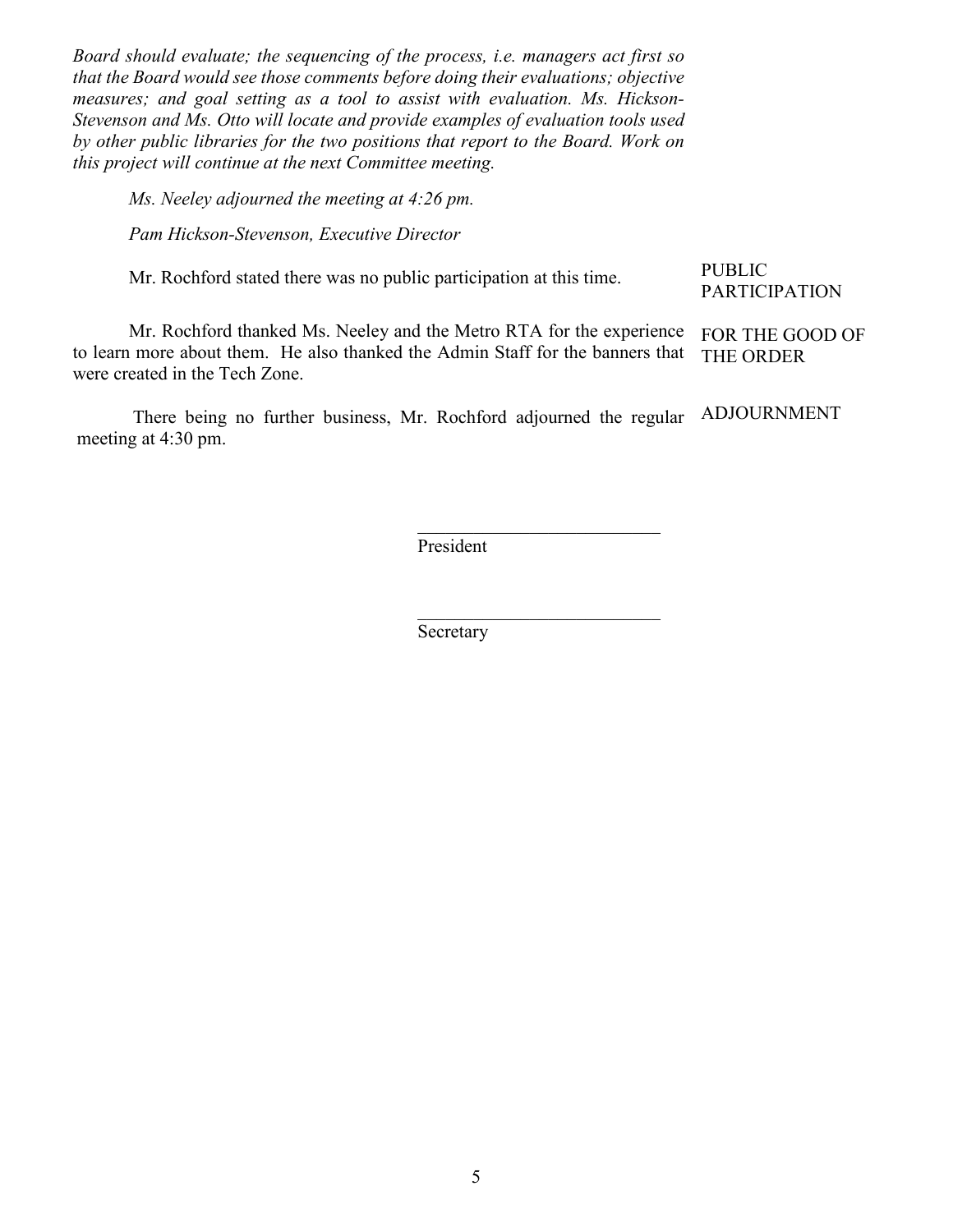*Board should evaluate; the sequencing of the process, i.e. managers act first so that the Board would see those comments before doing their evaluations; objective measures; and goal setting as a tool to assist with evaluation. Ms. Hickson-Stevenson and Ms. Otto will locate and provide examples of evaluation tools used by other public libraries for the two positions that report to the Board. Work on this project will continue at the next Committee meeting.*

*Ms. Neeley adjourned the meeting at 4:26 pm.*

*Pam Hickson-Stevenson, Executive Director*

**PUBLIC PARTICIPATION**

Mr. Rochford stated there was no public participation at this time.

**FOR THE GOOD OF THE ORDER**

Mr. Rochford thanked Ms. Neeley and the Metro RTA for the experience to learn more about them. He also thanked the Admin Staff for the banners that were created in the Tech Zone.

**ADJOURNMENT**

There being no further business, Mr. Rochford adjourned the regular meeting at 4:30 pm.

\_\_\_\_\_\_\_\_\_\_\_\_\_\_\_\_\_\_\_\_\_\_\_\_\_\_\_
President

\_\_\_\_\_\_\_\_\_\_\_\_\_\_\_\_\_\_\_\_\_\_\_\_\_\_\_
Secretary